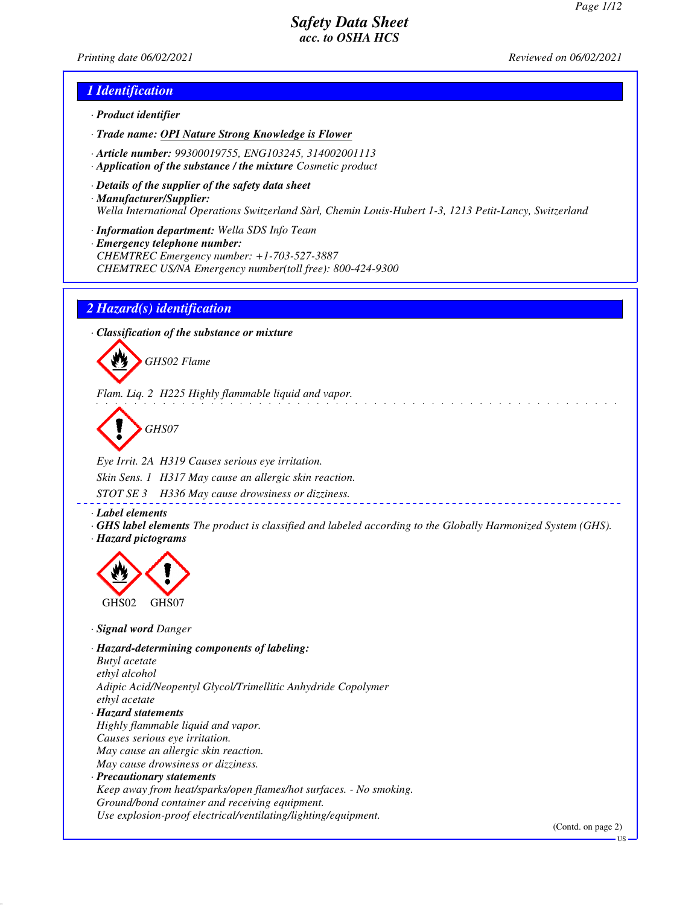# Safety Data Sheet
## acc. to OSHA HCS

Printing date 06/02/2021 Reviewed on 06/02/2021

## 1 Identification

· **Product identifier**

· **Trade name:** OPI Nature Strong Knowledge is Flower

· **Article number:** 99300019755, ENG103245, 314002001113

· **Application of the substance / the mixture** Cosmetic product

· **Details of the supplier of the safety data sheet**

· **Manufacturer/Supplier:**
Wella International Operations Switzerland Sàrl, Chemin Louis-Hubert 1-3, 1213 Petit-Lancy, Switzerland

· **Information department:** Wella SDS Info Team

· **Emergency telephone number:**
CHEMTREC Emergency number: +1-703-527-3887
CHEMTREC US/NA Emergency number(toll free): 800-424-9300

## 2 Hazard(s) identification

· **Classification of the substance or mixture**

GHS02 Flame

Flam. Liq. 2 H225 Highly flammable liquid and vapor.

GHS07

Eye Irrit. 2A H319 Causes serious eye irritation.

Skin Sens. 1 H317 May cause an allergic skin reaction.

STOT SE 3 H336 May cause drowsiness or dizziness.

· **Label elements**

· **GHS label elements** The product is classified and labeled according to the Globally Harmonized System (GHS).

· **Hazard pictograms**

GHS02 GHS07

· **Signal word** Danger

· **Hazard-determining components of labeling:**
Butyl acetate
ethyl alcohol
Adipic Acid/Neopentyl Glycol/Trimellitic Anhydride Copolymer
ethyl acetate

· **Hazard statements**
Highly flammable liquid and vapor.
Causes serious eye irritation.
May cause an allergic skin reaction.
May cause drowsiness or dizziness.

· **Precautionary statements**
Keep away from heat/sparks/open flames/hot surfaces. - No smoking.
Ground/bond container and receiving equipment.
Use explosion-proof electrical/ventilating/lighting/equipment.

(Contd. on page 2)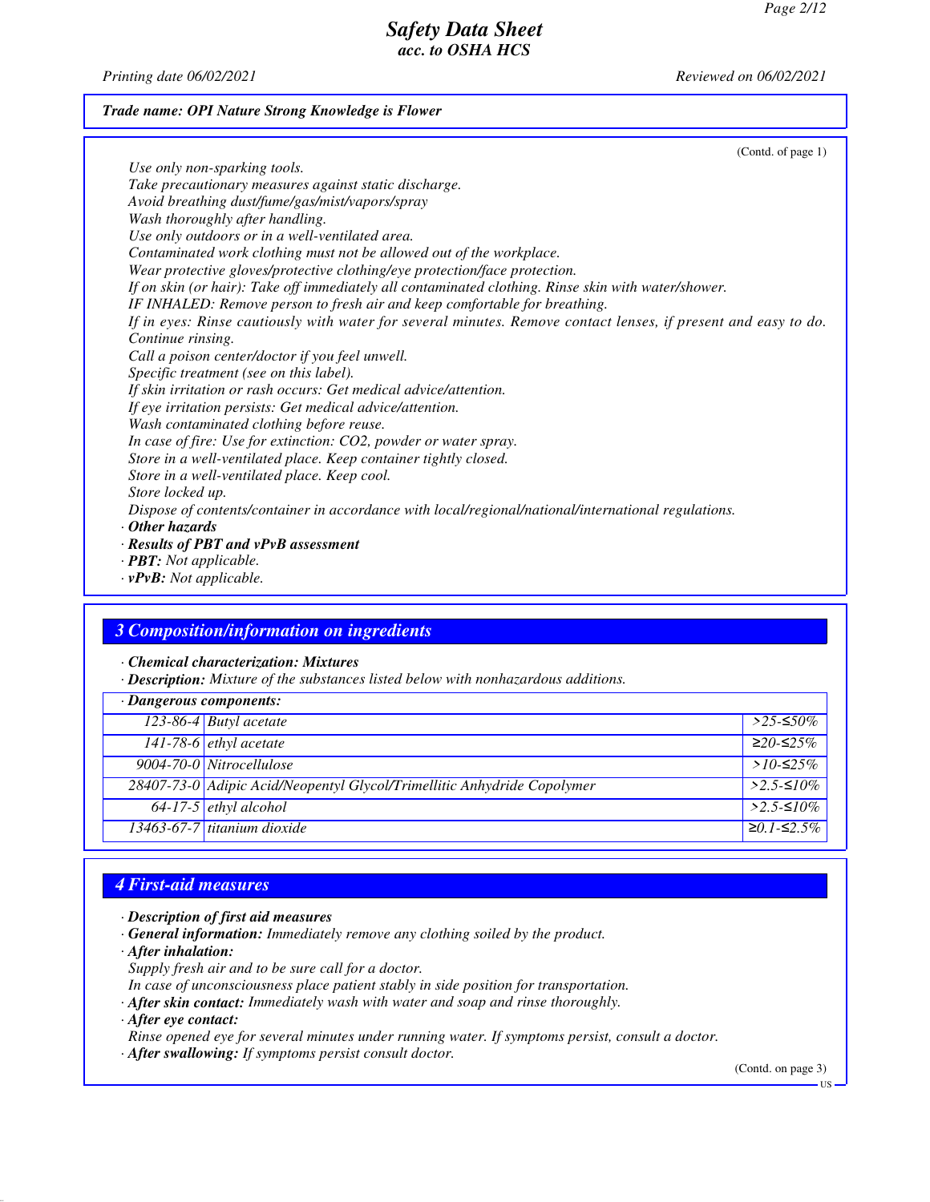**Trade name: OPI Nature Strong Knowledge is Flower**

(Contd. of page 1)

Use only non-sparking tools.
Take precautionary measures against static discharge.
Avoid breathing dust/fume/gas/mist/vapors/spray
Wash thoroughly after handling.
Use only outdoors or in a well-ventilated area.
Contaminated work clothing must not be allowed out of the workplace.
Wear protective gloves/protective clothing/eye protection/face protection.
If on skin (or hair): Take off immediately all contaminated clothing. Rinse skin with water/shower.
IF INHALED: Remove person to fresh air and keep comfortable for breathing.
If in eyes: Rinse cautiously with water for several minutes. Remove contact lenses, if present and easy to do. Continue rinsing.
Call a poison center/doctor if you feel unwell.
Specific treatment (see on this label).
If skin irritation or rash occurs: Get medical advice/attention.
If eye irritation persists: Get medical advice/attention.
Wash contaminated clothing before reuse.
In case of fire: Use for extinction: $CO_2$, powder or water spray.
Store in a well-ventilated place. Keep container tightly closed.
Store in a well-ventilated place. Keep cool.
Store locked up.
Dispose of contents/container in accordance with local/regional/national/international regulations.

· **Other hazards**
· **Results of PBT and vPvB assessment**
· **PBT:** Not applicable.
· **vPvB:** Not applicable.

## 3 Composition/information on ingredients

· **Chemical characterization: Mixtures**
· **Description:** Mixture of the substances listed below with nonhazardous additions.

| · Dangerous components: | | |
|---|---|---|
| 123-86-4 | Butyl acetate | >25-≤50% |
| 141-78-6 | ethyl acetate | ≥20-≤25% |
| 9004-70-0 | Nitrocellulose | >10-≤25% |
| 28407-73-0 | Adipic Acid/Neopentyl Glycol/Trimellitic Anhydride Copolymer | >2.5-≤10% |
| 64-17-5 | ethyl alcohol | >2.5-≤10% |
| 13463-67-7 | titanium dioxide | ≥0.1-≤2.5% |

## 4 First-aid measures

· **Description of first aid measures**
· **General information:** Immediately remove any clothing soiled by the product.
· **After inhalation:**
Supply fresh air and to be sure call for a doctor.
In case of unconsciousness place patient stably in side position for transportation.
· **After skin contact:** Immediately wash with water and soap and rinse thoroughly.
· **After eye contact:**
Rinse opened eye for several minutes under running water. If symptoms persist, consult a doctor.
· **After swallowing:** If symptoms persist consult doctor.

(Contd. on page 3)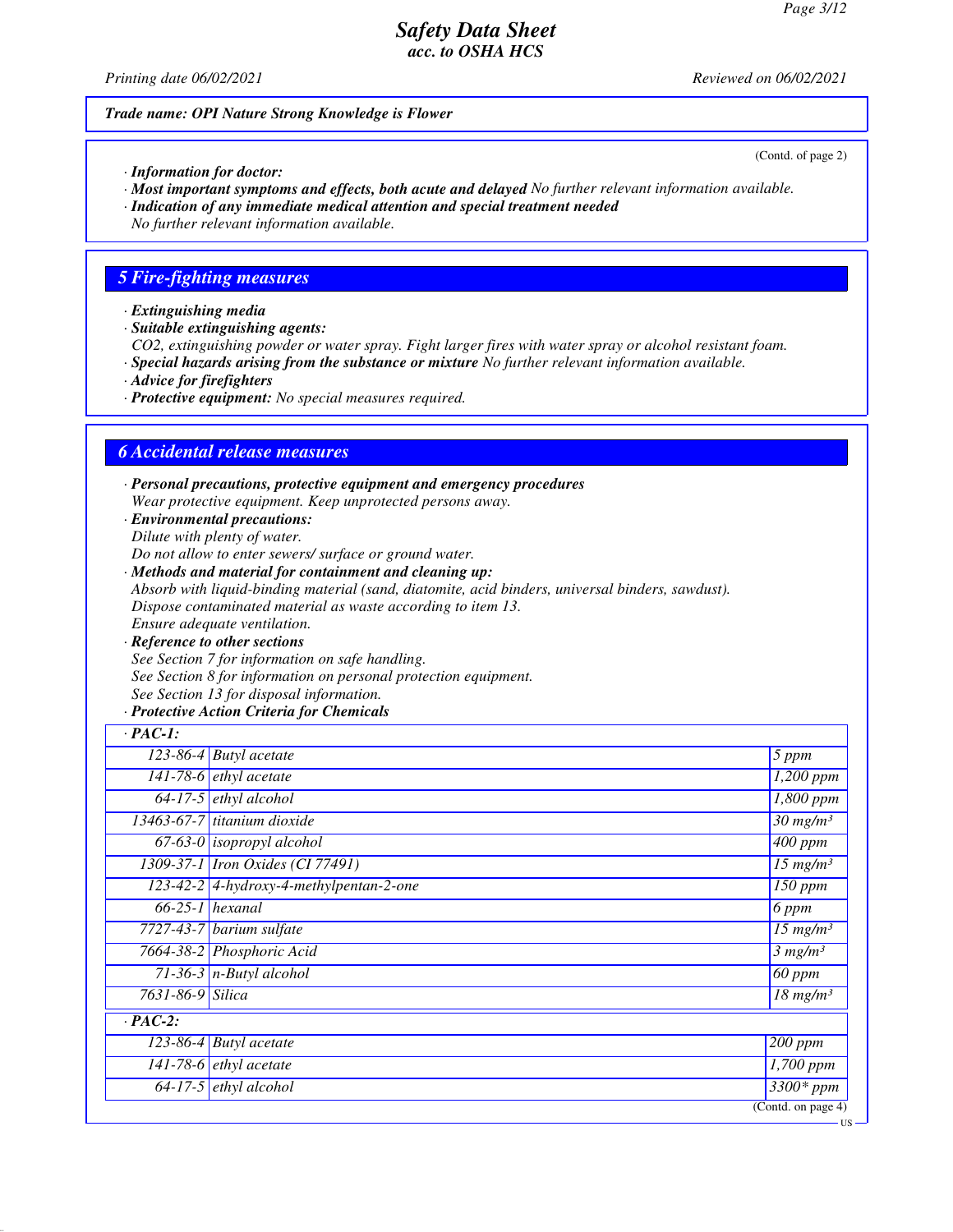*Trade name: OPI Nature Strong Knowledge is Flower*

(Contd. of page 2)

· ***Information for doctor:***
· ***Most important symptoms and effects, both acute and delayed*** *No further relevant information available.*
· ***Indication of any immediate medical attention and special treatment needed***
*No further relevant information available.*

## 5 Fire-fighting measures

· ***Extinguishing media***
· ***Suitable extinguishing agents:***
*CO2, extinguishing powder or water spray. Fight larger fires with water spray or alcohol resistant foam.*
· ***Special hazards arising from the substance or mixture*** *No further relevant information available.*
· ***Advice for firefighters***
· ***Protective equipment:*** *No special measures required.*

## 6 Accidental release measures

· ***Personal precautions, protective equipment and emergency procedures***
*Wear protective equipment. Keep unprotected persons away.*
· ***Environmental precautions:***
*Dilute with plenty of water.*
*Do not allow to enter sewers/ surface or ground water.*
· ***Methods and material for containment and cleaning up:***
*Absorb with liquid-binding material (sand, diatomite, acid binders, universal binders, sawdust).*
*Dispose contaminated material as waste according to item 13.*
*Ensure adequate ventilation.*
· ***Reference to other sections***
*See Section 7 for information on safe handling.*
*See Section 8 for information on personal protection equipment.*
*See Section 13 for disposal information.*
· ***Protective Action Criteria for Chemicals***

| · **PAC-1:** | | |
|---|---|---|
| 123-86-4 | Butyl acetate | 5 ppm |
| 141-78-6 | ethyl acetate | 1,200 ppm |
| 64-17-5 | ethyl alcohol | 1,800 ppm |
| 13463-67-7 | titanium dioxide | 30 mg/m³ |
| 67-63-0 | isopropyl alcohol | 400 ppm |
| 1309-37-1 | Iron Oxides (CI 77491) | 15 mg/m³ |
| 123-42-2 | 4-hydroxy-4-methylpentan-2-one | 150 ppm |
| 66-25-1 | hexanal | 6 ppm |
| 7727-43-7 | barium sulfate | 15 mg/m³ |
| 7664-38-2 | Phosphoric Acid | 3 mg/m³ |
| 71-36-3 | n-Butyl alcohol | 60 ppm |
| 7631-86-9 | Silica | 18 mg/m³ |
| · **PAC-2:** | | |
| 123-86-4 | Butyl acetate | 200 ppm |
| 141-78-6 | ethyl acetate | 1,700 ppm |
| 64-17-5 | ethyl alcohol | 3300* ppm |

(Contd. on page 4)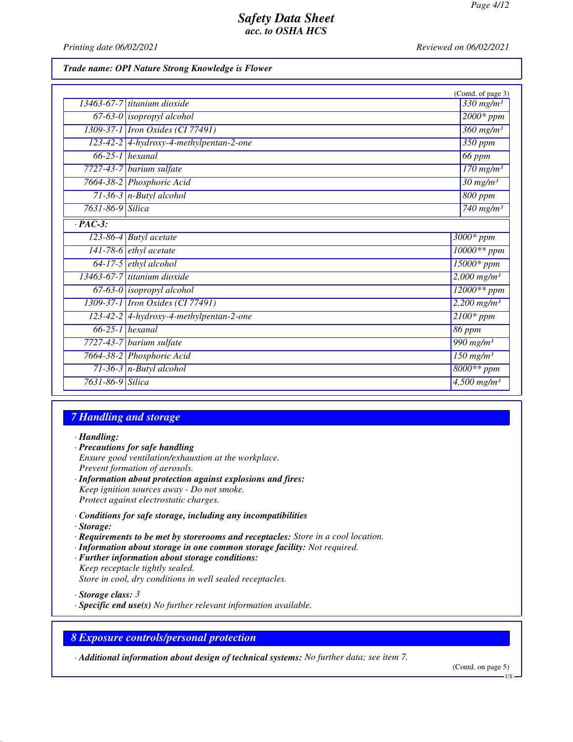**Trade name: OPI Nature Strong Knowledge is Flower**

(Contd. of page 3)

| | | |
|---|---|---|
| 13463-67-7 | titanium dioxide | 330 mg/m³ |
| 67-63-0 | isopropyl alcohol | 2000* ppm |
| 1309-37-1 | Iron Oxides (CI 77491) | 360 mg/m³ |
| 123-42-2 | 4-hydroxy-4-methylpentan-2-one | 350 ppm |
| 66-25-1 | hexanal | 66 ppm |
| 7727-43-7 | barium sulfate | 170 mg/m³ |
| 7664-38-2 | Phosphoric Acid | 30 mg/m³ |
| 71-36-3 | n-Butyl alcohol | 800 ppm |
| 7631-86-9 | Silica | 740 mg/m³ |

· **PAC-3:**

| | | |
|---|---|---|
| 123-86-4 | Butyl acetate | 3000* ppm |
| 141-78-6 | ethyl acetate | 10000** ppm |
| 64-17-5 | ethyl alcohol | 15000* ppm |
| 13463-67-7 | titanium dioxide | 2,000 mg/m³ |
| 67-63-0 | isopropyl alcohol | 12000** ppm |
| 1309-37-1 | Iron Oxides (CI 77491) | 2,200 mg/m³ |
| 123-42-2 | 4-hydroxy-4-methylpentan-2-one | 2100* ppm |
| 66-25-1 | hexanal | 86 ppm |
| 7727-43-7 | barium sulfate | 990 mg/m³ |
| 7664-38-2 | Phosphoric Acid | 150 mg/m³ |
| 71-36-3 | n-Butyl alcohol | 8000** ppm |
| 7631-86-9 | Silica | 4,500 mg/m³ |

## 7 Handling and storage

· **Handling:**
· **Precautions for safe handling**
Ensure good ventilation/exhaustion at the workplace.
Prevent formation of aerosols.
· **Information about protection against explosions and fires:**
Keep ignition sources away - Do not smoke.
Protect against electrostatic charges.

· **Conditions for safe storage, including any incompatibilities**
· **Storage:**
· **Requirements to be met by storerooms and receptacles:** Store in a cool location.
· **Information about storage in one common storage facility:** Not required.
· **Further information about storage conditions:**
Keep receptacle tightly sealed.
Store in cool, dry conditions in well sealed receptacles.

· **Storage class:** 3
· **Specific end use(s)** No further relevant information available.

## 8 Exposure controls/personal protection

· **Additional information about design of technical systems:** No further data; see item 7.

(Contd. on page 5)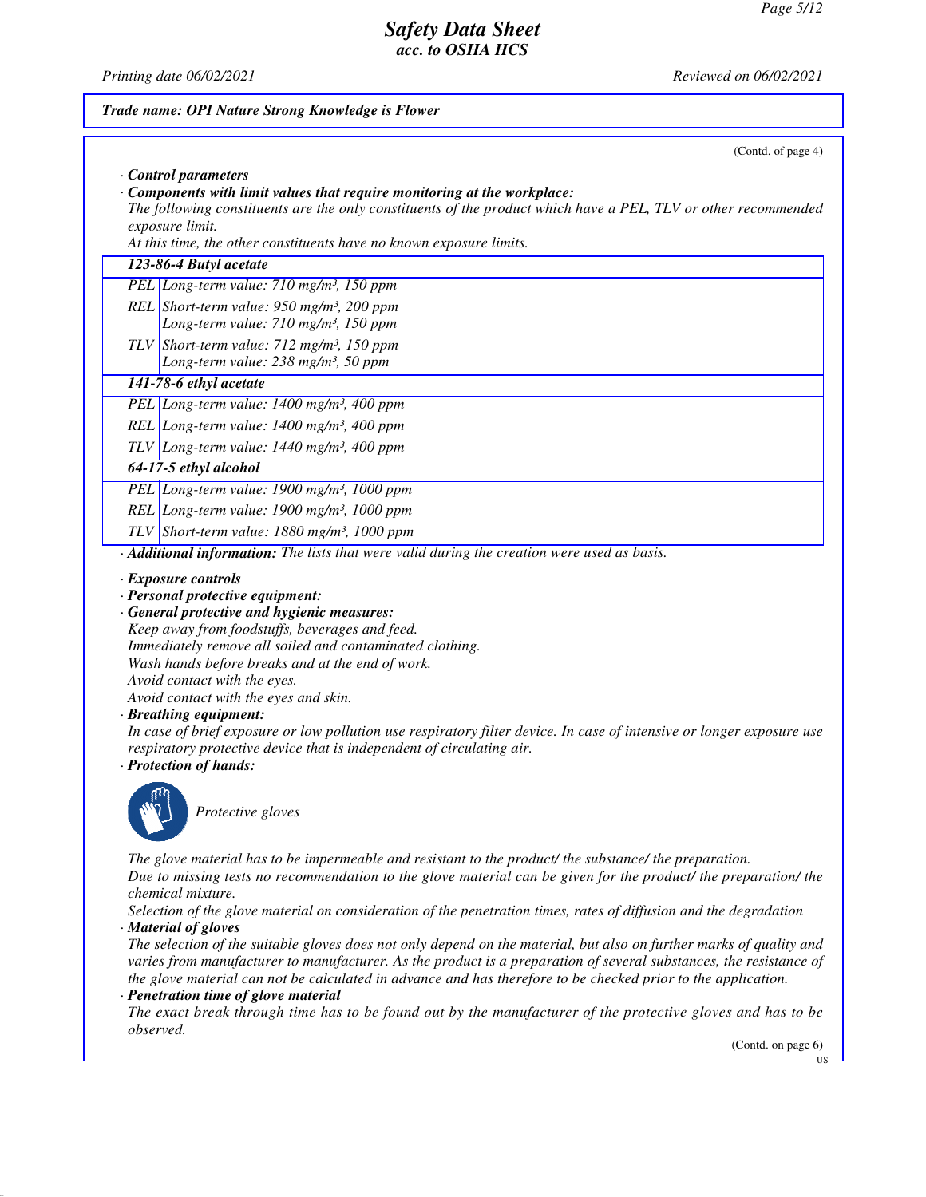*Trade name: OPI Nature Strong Knowledge is Flower*

(Contd. of page 4)

· **Control parameters**

· **Components with limit values that require monitoring at the workplace:**

The following constituents are the only constituents of the product which have a PEL, TLV or other recommended exposure limit.

At this time, the other constituents have no known exposure limits.

| **123-86-4 Butyl acetate** | |
|---|---|
| PEL | Long-term value: 710 mg/m³, 150 ppm |
| REL | Short-term value: 950 mg/m³, 200 ppm<br>Long-term value: 710 mg/m³, 150 ppm |
| TLV | Short-term value: 712 mg/m³, 150 ppm<br>Long-term value: 238 mg/m³, 50 ppm |
| **141-78-6 ethyl acetate** | |
| PEL | Long-term value: 1400 mg/m³, 400 ppm |
| REL | Long-term value: 1400 mg/m³, 400 ppm |
| TLV | Long-term value: 1440 mg/m³, 400 ppm |
| **64-17-5 ethyl alcohol** | |
| PEL | Long-term value: 1900 mg/m³, 1000 ppm |
| REL | Long-term value: 1900 mg/m³, 1000 ppm |
| TLV | Short-term value: 1880 mg/m³, 1000 ppm |

· **Additional information:** The lists that were valid during the creation were used as basis.

· **Exposure controls**

· **Personal protective equipment:**

· **General protective and hygienic measures:**

Keep away from foodstuffs, beverages and feed.
Immediately remove all soiled and contaminated clothing.
Wash hands before breaks and at the end of work.
Avoid contact with the eyes.
Avoid contact with the eyes and skin.

· **Breathing equipment:**

In case of brief exposure or low pollution use respiratory filter device. In case of intensive or longer exposure use respiratory protective device that is independent of circulating air.

· **Protection of hands:**

Protective gloves

The glove material has to be impermeable and resistant to the product/ the substance/ the preparation.
Due to missing tests no recommendation to the glove material can be given for the product/ the preparation/ the chemical mixture.
Selection of the glove material on consideration of the penetration times, rates of diffusion and the degradation

· **Material of gloves**

The selection of the suitable gloves does not only depend on the material, but also on further marks of quality and varies from manufacturer to manufacturer. As the product is a preparation of several substances, the resistance of the glove material can not be calculated in advance and has therefore to be checked prior to the application.

· **Penetration time of glove material**

The exact break through time has to be found out by the manufacturer of the protective gloves and has to be observed.

(Contd. on page 6)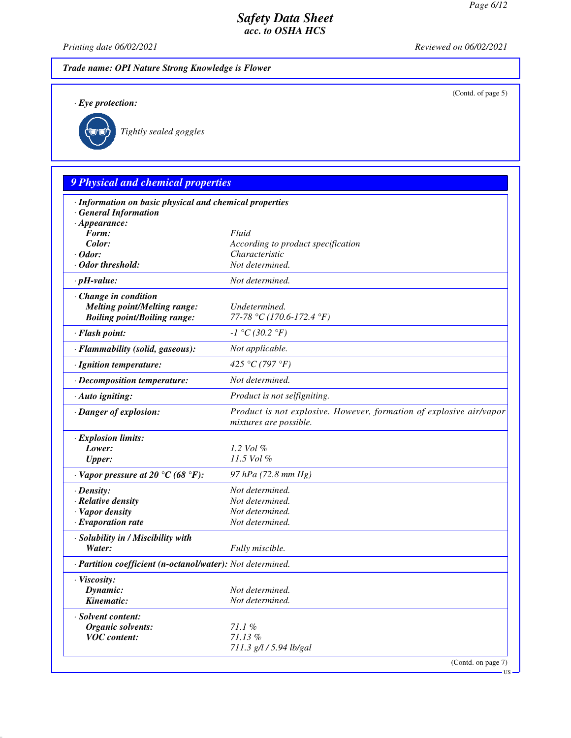**Trade name: OPI Nature Strong Knowledge is Flower**

(Contd. of page 5)

· **Eye protection:**

Tightly sealed goggles

## 9 Physical and chemical properties

| | |
|---|---|
| · **Information on basic physical and chemical properties** | |
| · **General Information** | |
| · **Appearance:** | |
| **Form:** | Fluid |
| **Color:** | According to product specification |
| · **Odor:** | Characteristic |
| · **Odor threshold:** | Not determined. |
| · **pH-value:** | Not determined. |
| · **Change in condition** | |
| **Melting point/Melting range:** | Undetermined. |
| **Boiling point/Boiling range:** | 77-78 °C (170.6-172.4 °F) |
| · **Flash point:** | -1 °C (30.2 °F) |
| · **Flammability (solid, gaseous):** | Not applicable. |
| · **Ignition temperature:** | 425 °C (797 °F) |
| · **Decomposition temperature:** | Not determined. |
| · **Auto igniting:** | Product is not selfigniting. |
| · **Danger of explosion:** | Product is not explosive. However, formation of explosive air/vapor mixtures are possible. |
| · **Explosion limits:** | |
| **Lower:** | 1.2 Vol % |
| **Upper:** | 11.5 Vol % |
| · **Vapor pressure at 20 °C (68 °F):** | 97 hPa (72.8 mm Hg) |
| · **Density:** | Not determined. |
| · **Relative density** | Not determined. |
| · **Vapor density** | Not determined. |
| · **Evaporation rate** | Not determined. |
| · **Solubility in / Miscibility with** | |
| **Water:** | Fully miscible. |
| · **Partition coefficient (n-octanol/water):** | Not determined. |
| · **Viscosity:** | |
| **Dynamic:** | Not determined. |
| **Kinematic:** | Not determined. |
| · **Solvent content:** | |
| **Organic solvents:** | 71.1 % |
| **VOC content:** | 71.13 % |
| | 711.3 g/l / 5.94 lb/gal |

(Contd. on page 7)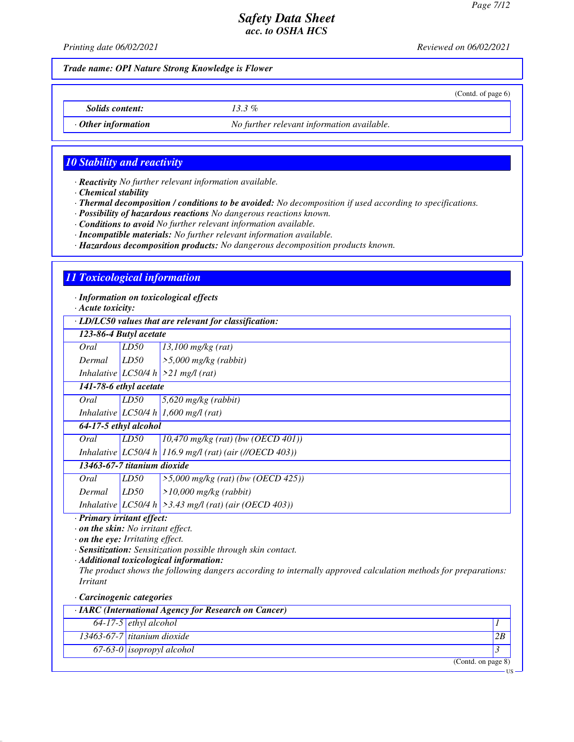*Trade name: OPI Nature Strong Knowledge is Flower*

(Contd. of page 6)

| | |
|---|---|
| *Solids content:* | *13.3 %* |
| *· Other information* | *No further relevant information available.* |

## 10 Stability and reactivity

- ***Reactivity*** *No further relevant information available.*
- ***Chemical stability***
- ***Thermal decomposition / conditions to be avoided:*** *No decomposition if used according to specifications.*
- ***Possibility of hazardous reactions*** *No dangerous reactions known.*
- ***Conditions to avoid*** *No further relevant information available.*
- ***Incompatible materials:*** *No further relevant information available.*
- ***Hazardous decomposition products:*** *No dangerous decomposition products known.*

## 11 Toxicological information

- ***Information on toxicological effects***
- ***Acute toxicity:***

| *· LD/LC50 values that are relevant for classification:* | | |
|---|---|---|
| ***123-86-4 Butyl acetate*** | | |
| *Oral* | *LD50* | *13,100 mg/kg (rat)* |
| *Dermal* | *LD50* | *>5,000 mg/kg (rabbit)* |
| *Inhalative* | *LC50/4 h* | *>21 mg/l (rat)* |
| ***141-78-6 ethyl acetate*** | | |
| *Oral* | *LD50* | *5,620 mg/kg (rabbit)* |
| *Inhalative* | *LC50/4 h* | *1,600 mg/l (rat)* |
| ***64-17-5 ethyl alcohol*** | | |
| *Oral* | *LD50* | *10,470 mg/kg (rat) (bw (OECD 401))* |
| *Inhalative* | *LC50/4 h* | *116.9 mg/l (rat) (air (//OECD 403))* |
| ***13463-67-7 titanium dioxide*** | | |
| *Oral* | *LD50* | *>5,000 mg/kg (rat) (bw (OECD 425))* |
| *Dermal* | *LD50* | *>10,000 mg/kg (rabbit)* |
| *Inhalative* | *LC50/4 h* | *>3.43 mg/l (rat) (air (OECD 403))* |

- ***Primary irritant effect:***
- ***on the skin:*** *No irritant effect.*
- ***on the eye:*** *Irritating effect.*
- ***Sensitization:*** *Sensitization possible through skin contact.*
- ***Additional toxicological information:***

*The product shows the following dangers according to internally approved calculation methods for preparations: Irritant*

- ***Carcinogenic categories***

| *· IARC (International Agency for Research on Cancer)* | | |
|---|---|---|
| *64-17-5* | *ethyl alcohol* | *1* |
| *13463-67-7* | *titanium dioxide* | *2B* |
| *67-63-0* | *isopropyl alcohol* | *3* |

(Contd. on page 8)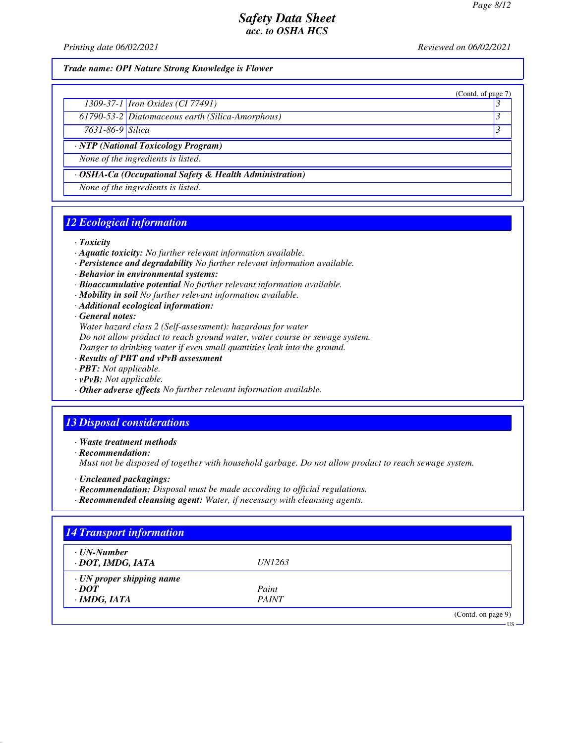**Trade name: OPI Nature Strong Knowledge is Flower**

(Contd. of page 7)

| | | |
|---|---|---|
| 1309-37-1 | Iron Oxides (CI 77491) | 3 |
| 61790-53-2 | Diatomaceous earth (Silica-Amorphous) | 3 |
| 7631-86-9 | Silica | 3 |

**· NTP (National Toxicology Program)**

None of the ingredients is listed.

**· OSHA-Ca (Occupational Safety & Health Administration)**

None of the ingredients is listed.

## 12 Ecological information

- **Toxicity**
- **Aquatic toxicity:** No further relevant information available.
- **Persistence and degradability** No further relevant information available.
- **Behavior in environmental systems:**
- **Bioaccumulative potential** No further relevant information available.
- **Mobility in soil** No further relevant information available.
- **Additional ecological information:**
- **General notes:**
  Water hazard class 2 (Self-assessment): hazardous for water
  Do not allow product to reach ground water, water course or sewage system.
  Danger to drinking water if even small quantities leak into the ground.
- **Results of PBT and vPvB assessment**
- **PBT:** Not applicable.
- **vPvB:** Not applicable.
- **Other adverse effects** No further relevant information available.

## 13 Disposal considerations

- **Waste treatment methods**
- **Recommendation:**
  Must not be disposed of together with household garbage. Do not allow product to reach sewage system.

- **Uncleaned packagings:**
- **Recommendation:** Disposal must be made according to official regulations.
- **Recommended cleansing agent:** Water, if necessary with cleansing agents.

## 14 Transport information

| | |
|---|---|
| **· UN-Number** | |
| **· DOT, IMDG, IATA** | UN1263 |
| **· UN proper shipping name** | |
| **· DOT** | Paint |
| **· IMDG, IATA** | PAINT |

(Contd. on page 9)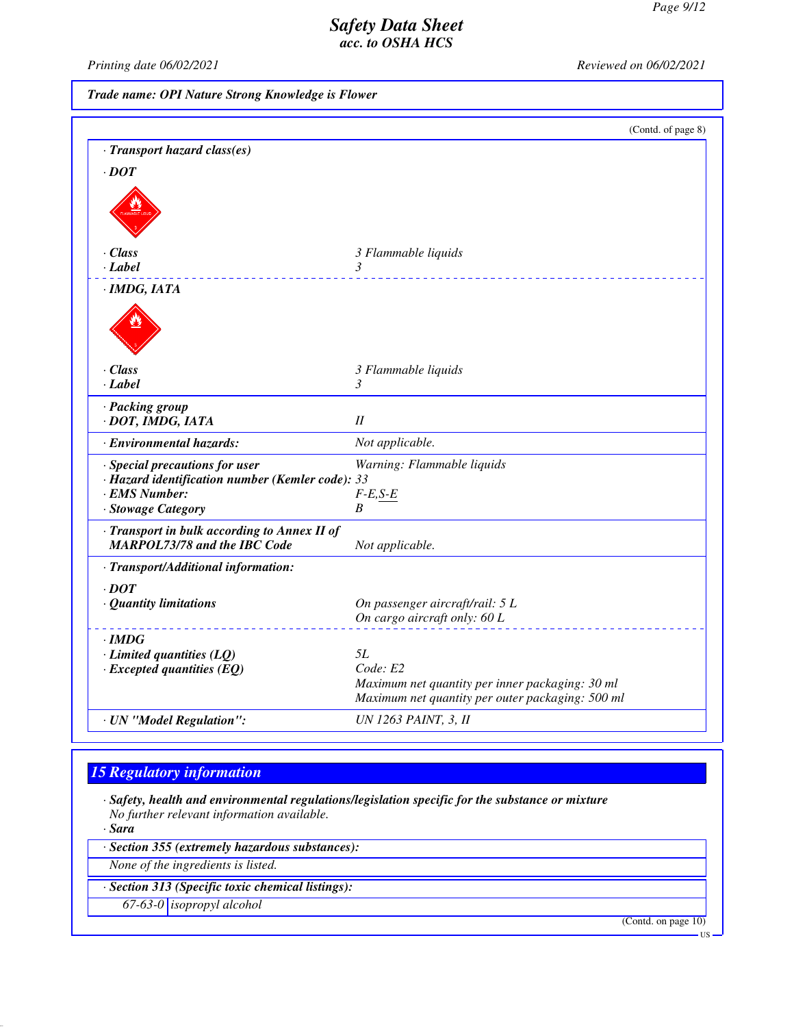**Trade name: OPI Nature Strong Knowledge is Flower**

(Contd. of page 8)

**· Transport hazard class(es)**

**· DOT**

| | |
|---|---|
| **· Class** | 3 Flammable liquids |
| **· Label** | 3 |

**· IMDG, IATA**

| | |
|---|---|
| **· Class** | 3 Flammable liquids |
| **· Label** | 3 |
| **· Packing group** | |
| **· DOT, IMDG, IATA** | II |
| **· Environmental hazards:** | Not applicable. |
| **· Special precautions for user** | Warning: Flammable liquids |
| **· Hazard identification number (Kemler code):** | 33 |
| **· EMS Number:** | F-E,S-E |
| **· Stowage Category** | B |
| **· Transport in bulk according to Annex II of MARPOL73/78 and the IBC Code** | Not applicable. |
| **· Transport/Additional information:** | |
| **· DOT** | |
| **· Quantity limitations** | On passenger aircraft/rail: 5 L<br>On cargo aircraft only: 60 L |
| **· IMDG** | |
| **· Limited quantities (LQ)** | 5L |
| **· Excepted quantities (EQ)** | Code: E2<br>Maximum net quantity per inner packaging: 30 ml<br>Maximum net quantity per outer packaging: 500 ml |
| **· UN "Model Regulation":** | UN 1263 PAINT, 3, II |

## 15 Regulatory information

**· Safety, health and environmental regulations/legislation specific for the substance or mixture**
No further relevant information available.

**· Sara**

**· Section 355 (extremely hazardous substances):**

None of the ingredients is listed.

**· Section 313 (Specific toxic chemical listings):**

| | |
|---|---|
| 67-63-0 | isopropyl alcohol |

(Contd. on page 10)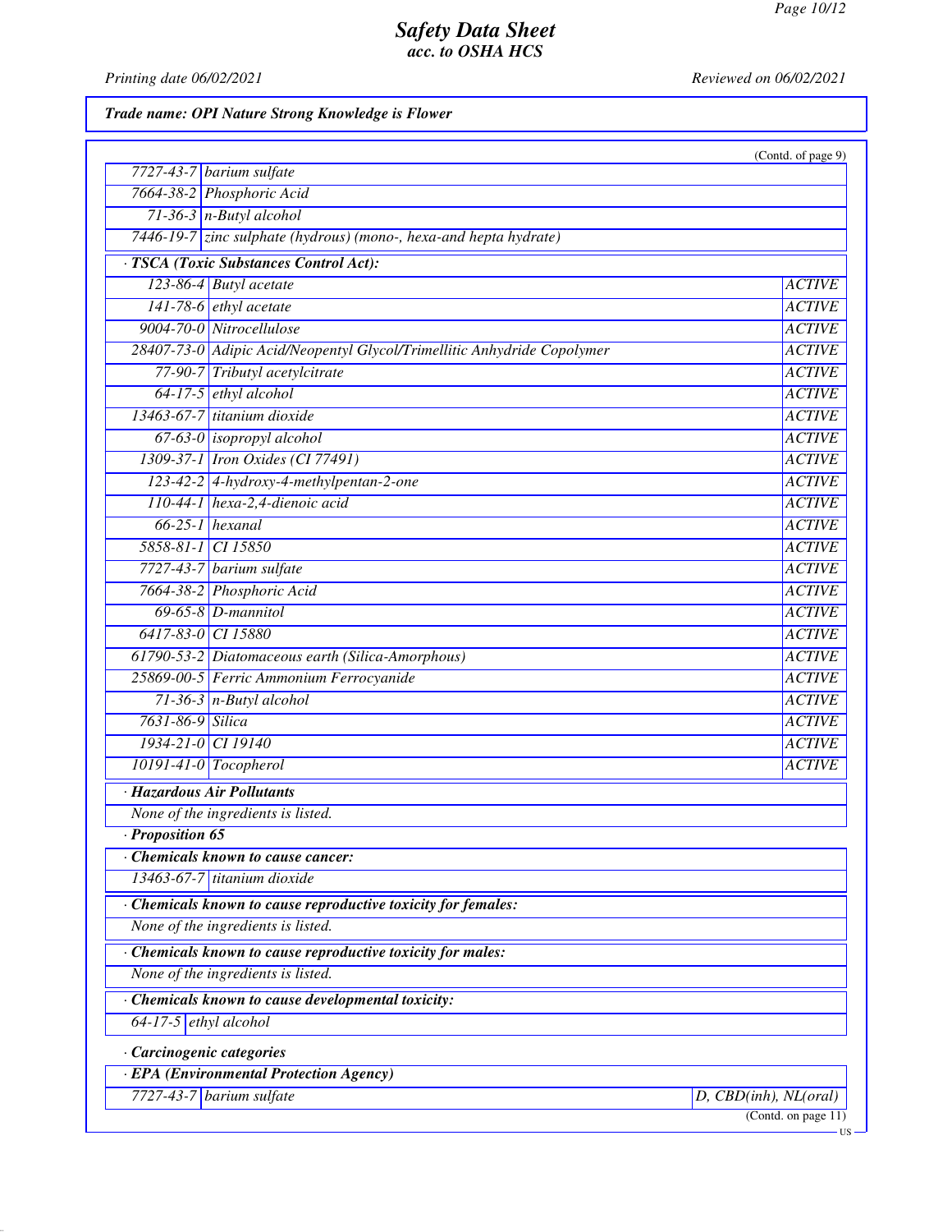**Trade name: OPI Nature Strong Knowledge is Flower**

(Contd. of page 9)

| | |
|---|---|
| 7727-43-7 | barium sulfate |
| 7664-38-2 | Phosphoric Acid |
| 71-36-3 | n-Butyl alcohol |
| 7446-19-7 | zinc sulphate (hydrous) (mono-, hexa-and hepta hydrate) |

· **TSCA (Toxic Substances Control Act):**

| | | |
|---|---|---|
| 123-86-4 | Butyl acetate | ACTIVE |
| 141-78-6 | ethyl acetate | ACTIVE |
| 9004-70-0 | Nitrocellulose | ACTIVE |
| 28407-73-0 | Adipic Acid/Neopentyl Glycol/Trimellitic Anhydride Copolymer | ACTIVE |
| 77-90-7 | Tributyl acetylcitrate | ACTIVE |
| 64-17-5 | ethyl alcohol | ACTIVE |
| 13463-67-7 | titanium dioxide | ACTIVE |
| 67-63-0 | isopropyl alcohol | ACTIVE |
| 1309-37-1 | Iron Oxides (CI 77491) | ACTIVE |
| 123-42-2 | 4-hydroxy-4-methylpentan-2-one | ACTIVE |
| 110-44-1 | hexa-2,4-dienoic acid | ACTIVE |
| 66-25-1 | hexanal | ACTIVE |
| 5858-81-1 | CI 15850 | ACTIVE |
| 7727-43-7 | barium sulfate | ACTIVE |
| 7664-38-2 | Phosphoric Acid | ACTIVE |
| 69-65-8 | D-mannitol | ACTIVE |
| 6417-83-0 | CI 15880 | ACTIVE |
| 61790-53-2 | Diatomaceous earth (Silica-Amorphous) | ACTIVE |
| 25869-00-5 | Ferric Ammonium Ferrocyanide | ACTIVE |
| 71-36-3 | n-Butyl alcohol | ACTIVE |
| 7631-86-9 | Silica | ACTIVE |
| 1934-21-0 | CI 19140 | ACTIVE |
| 10191-41-0 | Tocopherol | ACTIVE |

· **Hazardous Air Pollutants**

None of the ingredients is listed.

· **Proposition 65**

· **Chemicals known to cause cancer:**

| | |
|---|---|
| 13463-67-7 | titanium dioxide |

· **Chemicals known to cause reproductive toxicity for females:**

None of the ingredients is listed.

· **Chemicals known to cause reproductive toxicity for males:**

None of the ingredients is listed.

· **Chemicals known to cause developmental toxicity:**

| | |
|---|---|
| 64-17-5 | ethyl alcohol |

· **Carcinogenic categories**

· **EPA (Environmental Protection Agency)**

| | | |
|---|---|---|
| 7727-43-7 | barium sulfate | D, CBD(inh), NL(oral) |

(Contd. on page 11)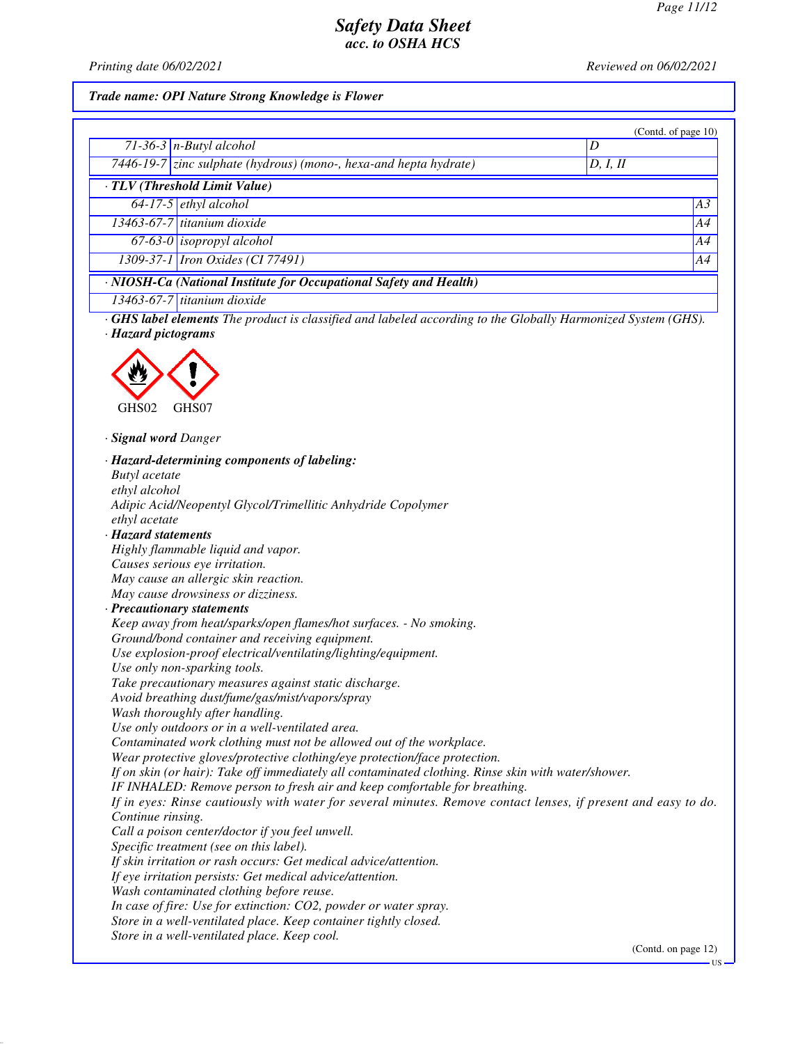*Trade name: OPI Nature Strong Knowledge is Flower*

(Contd. of page 10)

| | | |
|---|---|---|
| 71-36-3 | n-Butyl alcohol | D |
| 7446-19-7 | zinc sulphate (hydrous) (mono-, hexa-and hepta hydrate) | D, I, II |

**· TLV (Threshold Limit Value)**

| | | |
|---|---|---|
| 64-17-5 | ethyl alcohol | A3 |
| 13463-67-7 | titanium dioxide | A4 |
| 67-63-0 | isopropyl alcohol | A4 |
| 1309-37-1 | Iron Oxides (CI 77491) | A4 |

**· NIOSH-Ca (National Institute for Occupational Safety and Health)**

| | |
|---|---|
| 13463-67-7 | titanium dioxide |

· **GHS label elements** The product is classified and labeled according to the Globally Harmonized System (GHS).

· **Hazard pictograms**

GHS02 GHS07

· **Signal word** Danger

· **Hazard-determining components of labeling:**
Butyl acetate
ethyl alcohol
Adipic Acid/Neopentyl Glycol/Trimellitic Anhydride Copolymer
ethyl acetate

· **Hazard statements**
Highly flammable liquid and vapor.
Causes serious eye irritation.
May cause an allergic skin reaction.
May cause drowsiness or dizziness.

· **Precautionary statements**
Keep away from heat/sparks/open flames/hot surfaces. - No smoking.
Ground/bond container and receiving equipment.
Use explosion-proof electrical/ventilating/lighting/equipment.
Use only non-sparking tools.
Take precautionary measures against static discharge.
Avoid breathing dust/fume/gas/mist/vapors/spray
Wash thoroughly after handling.
Use only outdoors or in a well-ventilated area.
Contaminated work clothing must not be allowed out of the workplace.
Wear protective gloves/protective clothing/eye protection/face protection.
If on skin (or hair): Take off immediately all contaminated clothing. Rinse skin with water/shower.
IF INHALED: Remove person to fresh air and keep comfortable for breathing.
If in eyes: Rinse cautiously with water for several minutes. Remove contact lenses, if present and easy to do. Continue rinsing.
Call a poison center/doctor if you feel unwell.
Specific treatment (see on this label).
If skin irritation or rash occurs: Get medical advice/attention.
If eye irritation persists: Get medical advice/attention.
Wash contaminated clothing before reuse.
In case of fire: Use for extinction: $CO_2$, powder or water spray.
Store in a well-ventilated place. Keep container tightly closed.
Store in a well-ventilated place. Keep cool.

(Contd. on page 12)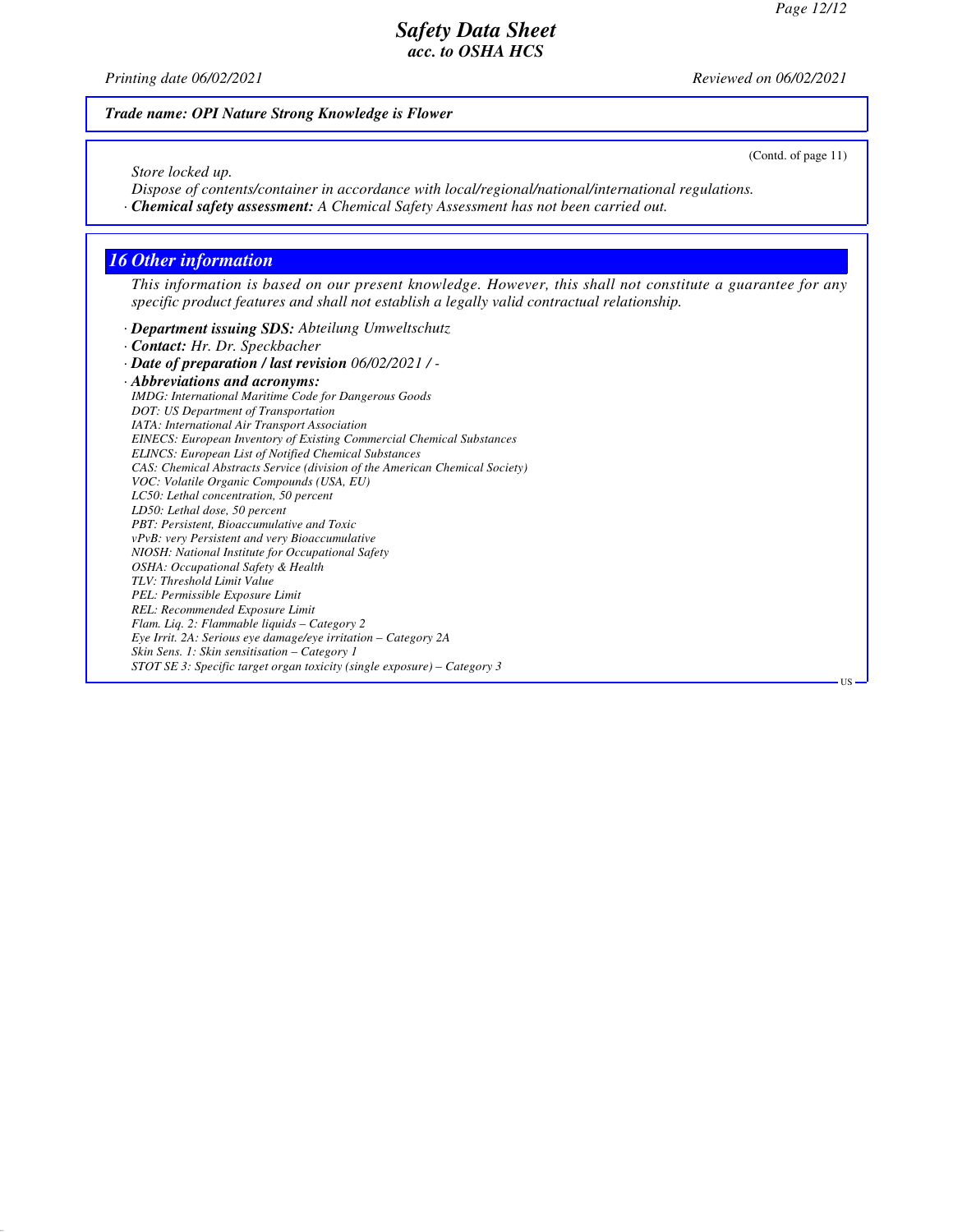*Trade name: OPI Nature Strong Knowledge is Flower*

(Contd. of page 11)

Store locked up.

Dispose of contents/container in accordance with local/regional/national/international regulations.

· **Chemical safety assessment:** A Chemical Safety Assessment has not been carried out.

## 16 Other information

This information is based on our present knowledge. However, this shall not constitute a guarantee for any specific product features and shall not establish a legally valid contractual relationship.

· **Department issuing SDS:** Abteilung Umweltschutz
· **Contact:** Hr. Dr. Speckbacher
· **Date of preparation / last revision** 06/02/2021 / -
· **Abbreviations and acronyms:**

IMDG: International Maritime Code for Dangerous Goods
DOT: US Department of Transportation
IATA: International Air Transport Association
EINECS: European Inventory of Existing Commercial Chemical Substances
ELINCS: European List of Notified Chemical Substances
CAS: Chemical Abstracts Service (division of the American Chemical Society)
VOC: Volatile Organic Compounds (USA, EU)
LC50: Lethal concentration, 50 percent
LD50: Lethal dose, 50 percent
PBT: Persistent, Bioaccumulative and Toxic
vPvB: very Persistent and very Bioaccumulative
NIOSH: National Institute for Occupational Safety
OSHA: Occupational Safety & Health
TLV: Threshold Limit Value
PEL: Permissible Exposure Limit
REL: Recommended Exposure Limit
Flam. Liq. 2: Flammable liquids – Category 2
Eye Irrit. 2A: Serious eye damage/eye irritation – Category 2A
Skin Sens. 1: Skin sensitisation – Category 1
STOT SE 3: Specific target organ toxicity (single exposure) – Category 3

US